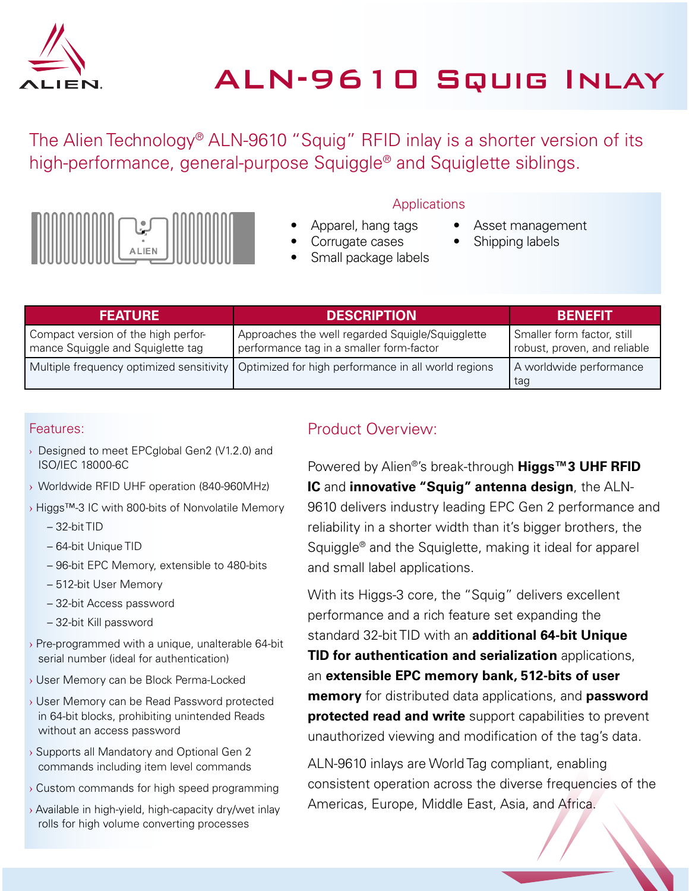# ALN-9610 Squig Inlay

The Alien Technology® ALN-9610 "Squig" RFID inlay is a shorter version of its high-performance, general-purpose Squiggle® and Squiglette siblings.

## Applications

- Apparel, hang tags
- Corrugate cases
- Small package labels
- Asset management
- Shipping labels

| FEATURE | DESCRIPTION | BENEFIT |
| --- | --- | --- |
| Compact version of the high performance Squiggle and Squiglette tag | Approaches the well regarded Squigle/Squigglette performance tag in a smaller form-factor | Smaller form factor, still robust, proven, and reliable |
| Multiple frequency optimized sensitivity | Optimized for high performance in all world regions | A worldwide performance tag |

## Features:

- Designed to meet EPCglobal Gen2 (V1.2.0) and ISO/IEC 18000-6C
- Worldwide RFID UHF operation (840-960MHz)
- Higgs™-3 IC with 800-bits of Nonvolatile Memory
  - 32-bit TID
  - 64-bit Unique TID
  - 96-bit EPC Memory, extensible to 480-bits
  - 512-bit User Memory
  - 32-bit Access password
  - 32-bit Kill password
- Pre-programmed with a unique, unalterable 64-bit serial number (ideal for authentication)
- User Memory can be Block Perma-Locked
- User Memory can be Read Password protected in 64-bit blocks, prohibiting unintended Reads without an access password
- Supports all Mandatory and Optional Gen 2 commands including item level commands
- Custom commands for high speed programming
- Available in high-yield, high-capacity dry/wet inlay rolls for high volume converting processes

## Product Overview:

Powered by Alien®'s break-through **Higgs™3 UHF RFID IC** and **innovative "Squig" antenna design**, the ALN-9610 delivers industry leading EPC Gen 2 performance and reliability in a shorter width than it's bigger brothers, the Squiggle® and the Squiglette, making it ideal for apparel and small label applications.

With its Higgs-3 core, the "Squig" delivers excellent performance and a rich feature set expanding the standard 32-bit TID with an **additional 64-bit Unique TID for authentication and serialization** applications, an **extensible EPC memory bank, 512-bits of user memory** for distributed data applications, and **password protected read and write** support capabilities to prevent unauthorized viewing and modification of the tag's data.

ALN-9610 inlays are World Tag compliant, enabling consistent operation across the diverse frequencies of the Americas, Europe, Middle East, Asia, and Africa.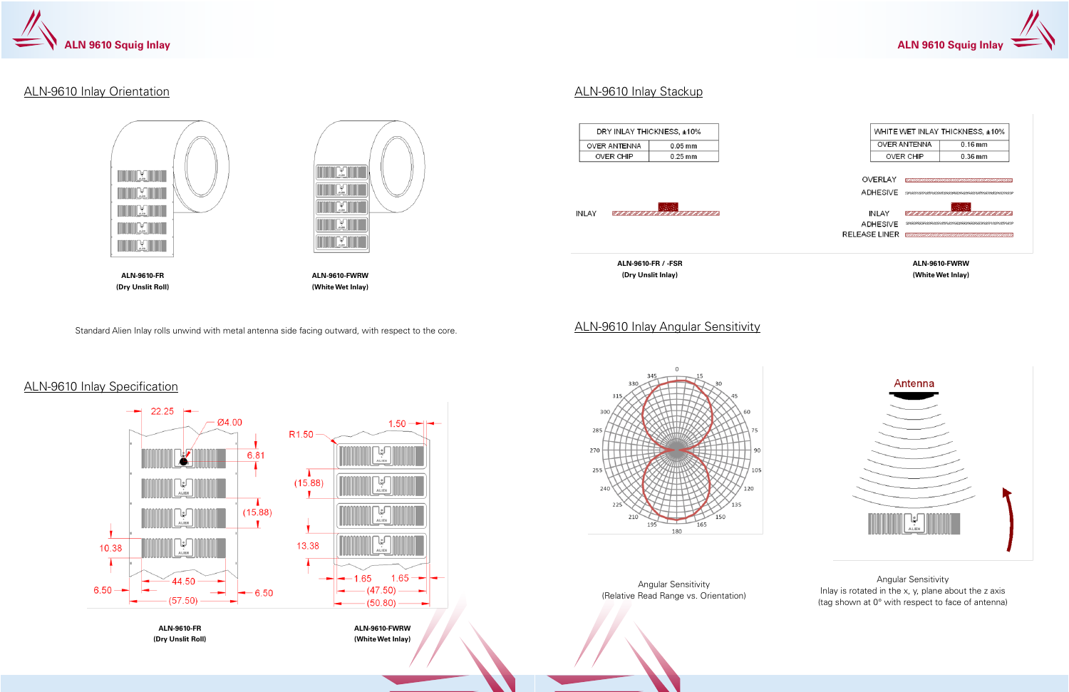## ALN-9610 Inlay Orientation

**ALN-9610-FR**
**(Dry Unslit Roll)**

**ALN-9610-FWRW**
**(White Wet Inlay)**

Standard Alien Inlay rolls unwind with metal antenna side facing outward, with respect to the core.

## ALN-9610 Inlay Specification

**ALN-9610-FR**
**(Dry Unslit Roll)**

**ALN-9610-FWRW**
**(White Wet Inlay)**

## ALN-9610 Inlay Stackup

| DRY INLAY THICKNESS, ±10% | |
|---|---|
| OVER ANTENNA | 0.05 mm |
| OVER CHIP | 0.25 mm |

| WHITE WET INLAY THICKNESS, ±10% | |
|---|---|
| OVER ANTENNA | 0.16 mm |
| OVER CHIP | 0.36 mm |

**ALN-9610-FR / -FSR**
**(Dry Unslit Inlay)**

**ALN-9610-FWRW**
**(White Wet Inlay)**

## ALN-9610 Inlay Angular Sensitivity

Angular Sensitivity
(Relative Read Range vs. Orientation)

Angular Sensitivity
Inlay is rotated in the x, y, plane about the z axis
(tag shown at 0° with respect to face of antenna)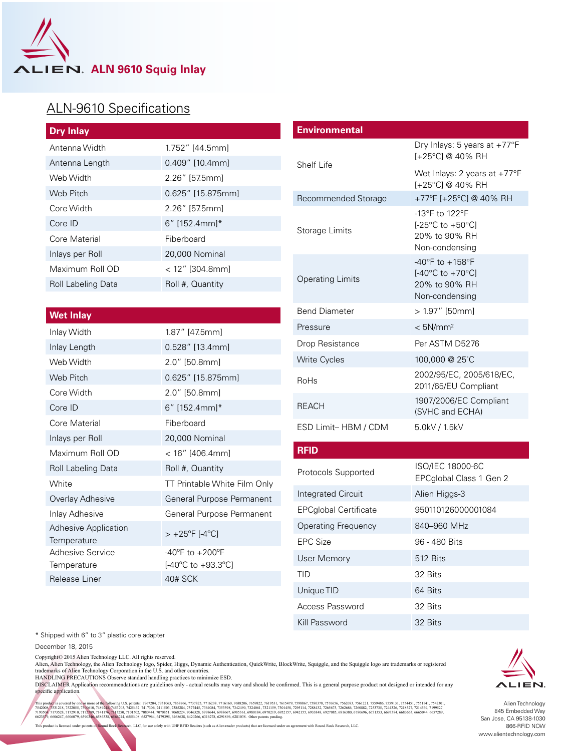ALIEN. **ALN 9610 Squig Inlay**

## ALN-9610 Specifications

| Dry Inlay | |
|---|---|
| Antenna Width | 1.752" [44.5mm] |
| Antenna Length | 0.409" [10.4mm] |
| Web Width | 2.26" [57.5mm] |
| Web Pitch | 0.625" [15.875mm] |
| Core Width | 2.26" [57.5mm] |
| Core ID | 6" [152.4mm]* |
| Core Material | Fiberboard |
| Inlays per Roll | 20,000 Nominal |
| Maximum Roll OD | < 12" [304.8mm] |
| Roll Labeling Data | Roll #, Quantity |

| Wet Inlay | |
|---|---|
| Inlay Width | 1.87" [47.5mm] |
| Inlay Length | 0.528" [13.4mm] |
| Web Width | 2.0" [50.8mm] |
| Web Pitch | 0.625" [15.875mm] |
| Core Width | 2.0" [50.8mm] |
| Core ID | 6" [152.4mm]* |
| Core Material | Fiberboard |
| Inlays per Roll | 20,000 Nominal |
| Maximum Roll OD | < 16" [406.4mm] |
| Roll Labeling Data | Roll #, Quantity |
| White | TT Printable White Film Only |
| Overlay Adhesive | General Purpose Permanent |
| Inlay Adhesive | General Purpose Permanent |
| Adhesive Application Temperature | > +25ºF [-4ºC] |
| Adhesive Service Temperature | -40ºF to +200ºF [-40ºC to +93.3ºC] |
| Release Liner | 40# SCK |

| Environmental | |
|---|---|
| Shelf Life | Dry Inlays: 5 years at +77°F [+25°C] @ 40% RH<br>Wet Inlays: 2 years at +77°F [+25°C] @ 40% RH |
| Recommended Storage | +77ºF [+25ºC] @ 40% RH |
| Storage Limits | -13°F to 122°F [-25°C to +50°C] 20% to 90% RH Non-condensing |
| Operating Limits | -40°F to +158°F [-40°C to +70°C] 20% to 90% RH Non-condensing |
| Bend Diameter | > 1.97" [50mm] |
| Pressure | < 5N/mm² |
| Drop Resistance | Per ASTM D5276 |
| Write Cycles | 100,000 @ 25˚C |
| RoHs | 2002/95/EC, 2005/618/EC, 2011/65/EU Compliant |
| REACH | 1907/2006/EC Compliant (SVHC and ECHA) |
| ESD Limit– HBM / CDM | 5.0kV / 1.5kV |

| RFID | |
|---|---|
| Protocols Supported | ISO/IEC 18000-6C EPCglobal Class 1 Gen 2 |
| Integrated Circuit | Alien Higgs-3 |
| EPCglobal Certificate | 950110126000001084 |
| Operating Frequency | 840–960 MHz |
| EPC Size | 96 - 480 Bits |
| User Memory | 512 Bits |
| TID | 32 Bits |
| Unique TID | 64 Bits |
| Access Password | 32 Bits |
| Kill Password | 32 Bits |

\* Shipped with 6" to 3" plastic core adapter

December 18, 2015

Copyright© 2015 Alien Technology LLC. All rights reserved.
Alien, Alien Technology, the Alien Technology logo, Spider, Higgs, Dynamic Authentication, QuickWrite, BlockWrite, Squiggle, and the Squiggle logo are trademarks or registered trademarks of Alien Technology Corporation in the U.S. and other countries.
HANDLING PRECAUTIONS Observe standard handling practices to minimize ESD.
DISCLAIMER Application recommendations are guidelines only - actual results may vary and should be confirmed. This is a general purpose product not designed or intended for any specific application.

This product is covered by one or more of the following U.S. patents: 7967204, 7931063, 7868766, 7737825, 7716208, 7716160, 7688206, 7659822, 7619531, 7615479, 7598867, 7580378, 7576656, 7562083, 7561221, 7559486, 7559131, 7554451, 7551141, 7542301, 7542008, 7531218, 7522055, 7506610, 7489248, 7453705, 7425467, 7417306, 7411503, 7385284, 7377445, 7364084, 7353598, 7342490, 7324061, 7321159, 7301458, 7295114, 7288432, 7265675, 7262686, 7260882, 7253735, 7244326, 7218527, 7214569, 7199527, 7193504, 7173528, 7172910, 7172789, 7141176, 7113250, 7101502, 7080444, 7070851, 7068224, 7046328, 6998644, 6988667, 6985361, 6980184, 6970219, 6952157, 6942155, 6933848, 6927085, 6816380, 6780696, 6731353, 6693384, 6683663, 6665044, 6657289, 6623579, 6606247, 6606079, 6590346, 6586338, 6566744, 6555408, 6527964, 6479395, 6468638, 6420266, 6316278, 6291896, 6281038. Other patents pending.

This product is licensed under patents of Round Rock Research, LLC, for use solely with UHF RFID Readers (such as Alien reader products) that are licensed under an agreement with Round Rock Research, LLC.

Alien Technology
845 Embedded Way
San Jose, CA 95138-1030
866-RFID NOW
www.alientechnology.com